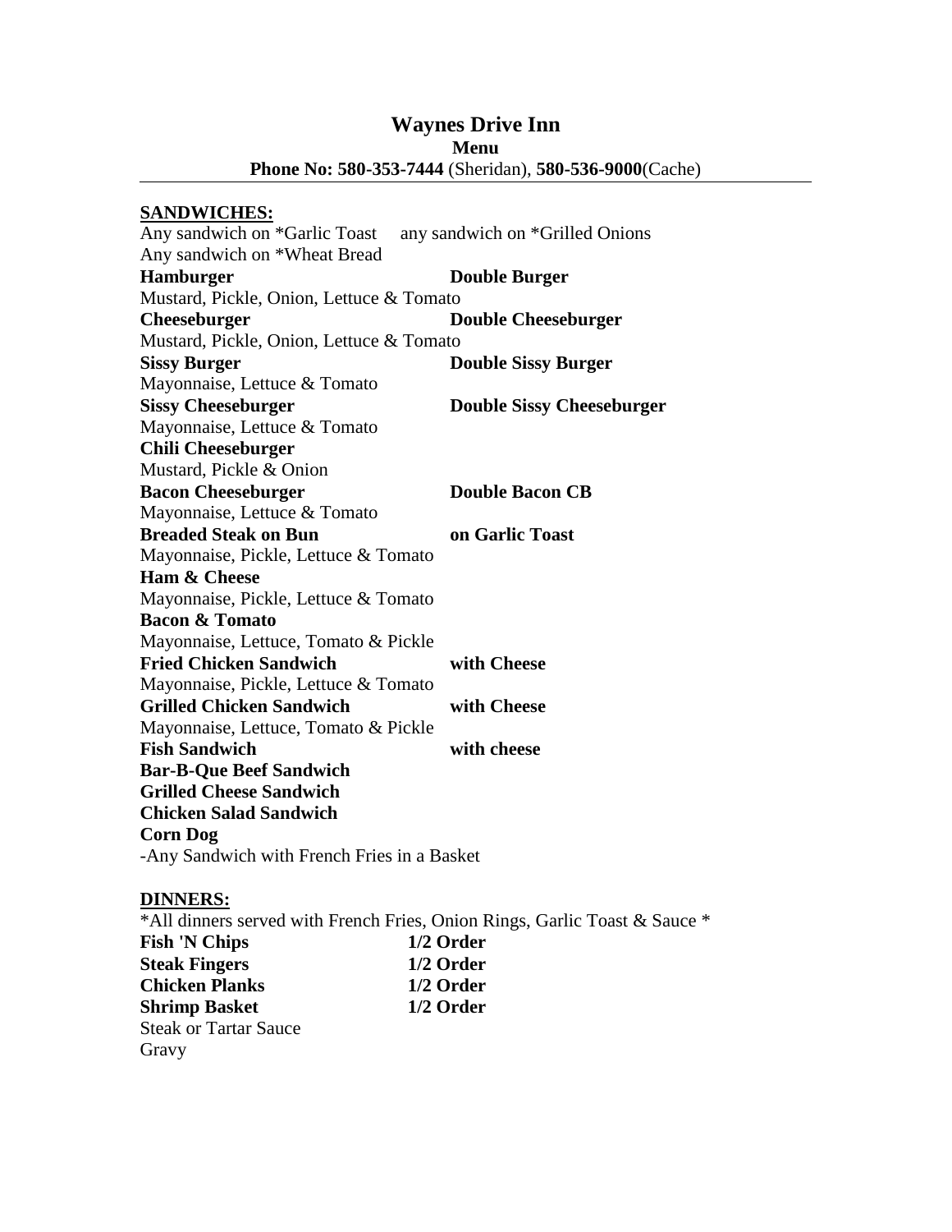# Waynes Drive Inn

**Menu**

**Phone No: 580-353-7444** (Sheridan), **580-536-9000**(Cache)

---

## SANDWICHES:

Any sandwich on *Garlic Toast any sandwich on *Grilled Onions
Any sandwich on *Wheat Bread

**Hamburger** **Double Burger**
Mustard, Pickle, Onion, Lettuce & Tomato

**Cheeseburger** **Double Cheeseburger**
Mustard, Pickle, Onion, Lettuce & Tomato

**Sissy Burger** **Double Sissy Burger**
Mayonnaise, Lettuce & Tomato

**Sissy Cheeseburger** **Double Sissy Cheeseburger**
Mayonnaise, Lettuce & Tomato

**Chili Cheeseburger**
Mustard, Pickle & Onion

**Bacon Cheeseburger** **Double Bacon CB**
Mayonnaise, Lettuce & Tomato

**Breaded Steak on Bun** **on Garlic Toast**
Mayonnaise, Pickle, Lettuce & Tomato

**Ham & Cheese**
Mayonnaise, Pickle, Lettuce & Tomato

**Bacon & Tomato**
Mayonnaise, Lettuce, Tomato & Pickle

**Fried Chicken Sandwich** **with Cheese**
Mayonnaise, Pickle, Lettuce & Tomato

**Grilled Chicken Sandwich** **with Cheese**
Mayonnaise, Lettuce, Tomato & Pickle

**Fish Sandwich** **with cheese**

**Bar-B-Que Beef Sandwich**

**Grilled Cheese Sandwich**

**Chicken Salad Sandwich**

**Corn Dog**

-Any Sandwich with French Fries in a Basket

## DINNERS:

*All dinners served with French Fries, Onion Rings, Garlic Toast & Sauce *

**Fish 'N Chips** **1/2 Order**

**Steak Fingers** **1/2 Order**

**Chicken Planks** **1/2 Order**

**Shrimp Basket** **1/2 Order**

Steak or Tartar Sauce

Gravy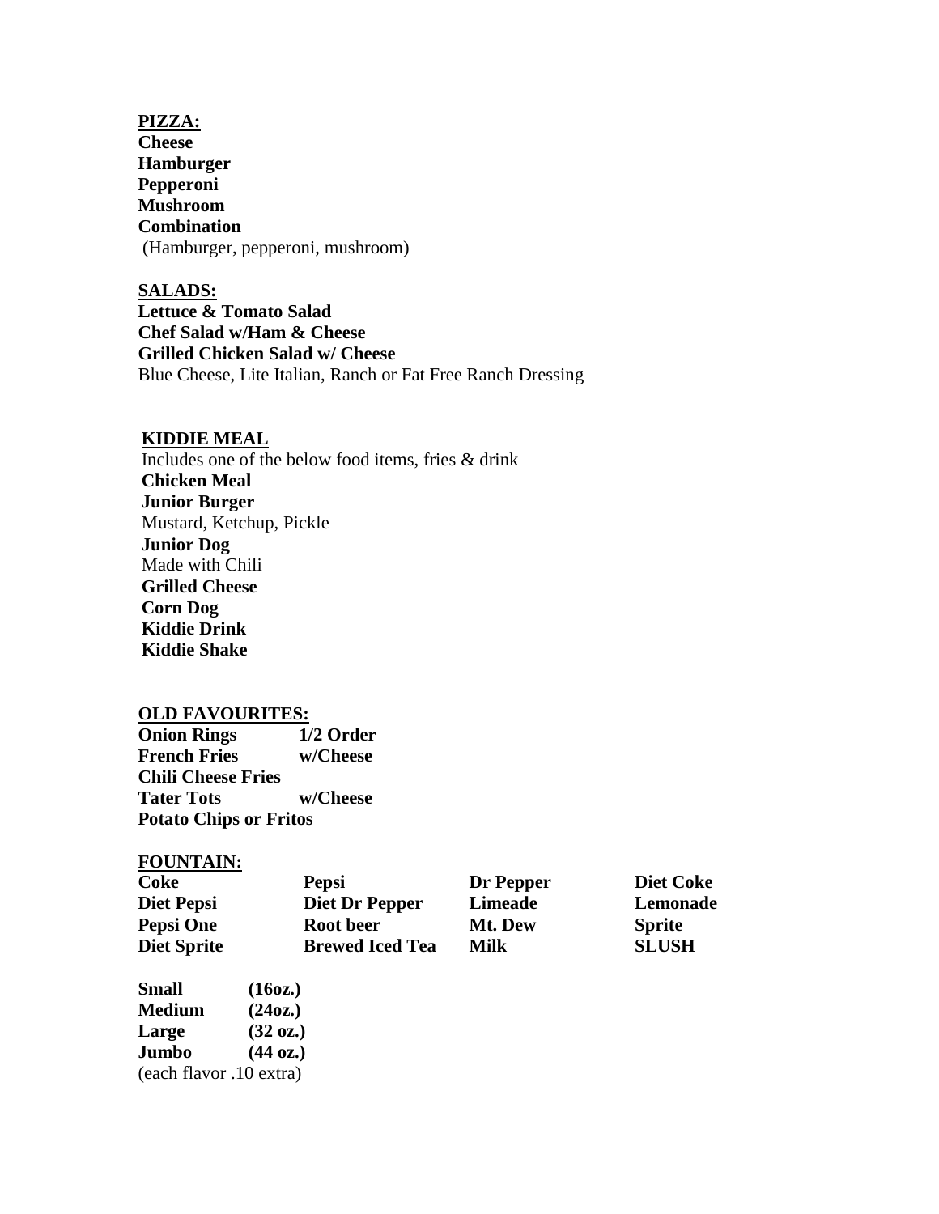## PIZZA:

**Cheese**
**Hamburger**
**Pepperoni**
**Mushroom**
**Combination**
(Hamburger, pepperoni, mushroom)

## SALADS:

**Lettuce & Tomato Salad**
**Chef Salad w/Ham & Cheese**
**Grilled Chicken Salad w/ Cheese**
Blue Cheese, Lite Italian, Ranch or Fat Free Ranch Dressing

## KIDDIE MEAL

Includes one of the below food items, fries & drink
**Chicken Meal**
**Junior Burger**
Mustard, Ketchup, Pickle
**Junior Dog**
Made with Chili
**Grilled Cheese**
**Corn Dog**
**Kiddie Drink**
**Kiddie Shake**

## OLD FAVOURITES:

| | |
|---|---|
| **Onion Rings** | **1/2 Order** |
| **French Fries** | **w/Cheese** |
| **Chili Cheese Fries** | |
| **Tater Tots** | **w/Cheese** |
| **Potato Chips or Fritos** | |

## FOUNTAIN:

| | | | |
|---|---|---|---|
| **Coke** | **Pepsi** | **Dr Pepper** | **Diet Coke** |
| **Diet Pepsi** | **Diet Dr Pepper** | **Limeade** | **Lemonade** |
| **Pepsi One** | **Root beer** | **Mt. Dew** | **Sprite** |
| **Diet Sprite** | **Brewed Iced Tea** | **Milk** | **SLUSH** |

| | |
|---|---|
| **Small** | **(16oz.)** |
| **Medium** | **(24oz.)** |
| **Large** | **(32 oz.)** |
| **Jumbo** | **(44 oz.)** |

(each flavor .10 extra)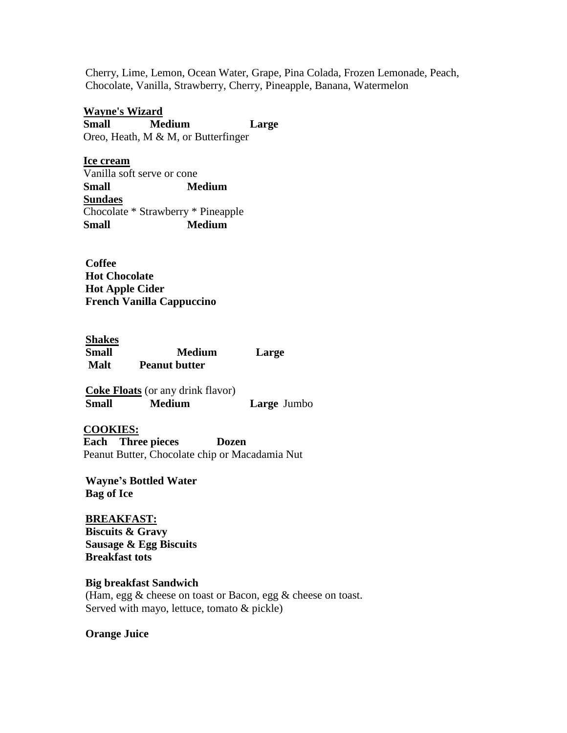Cherry, Lime, Lemon, Ocean Water, Grape, Pina Colada, Frozen Lemonade, Peach, Chocolate, Vanilla, Strawberry, Cherry, Pineapple, Banana, Watermelon

**Wayne's Wizard**

**Small Medium Large**

Oreo, Heath, M & M, or Butterfinger

**Ice cream**

Vanilla soft serve or cone

**Small Medium**

**Sundaes**

Chocolate * Strawberry * Pineapple

**Small Medium**

**Coffee**

**Hot Chocolate**

**Hot Apple Cider**

**French Vanilla Cappuccino**

**Shakes**

**Small Medium Large**

**Malt Peanut butter**

**Coke Floats** (or any drink flavor)

**Small Medium Large** Jumbo

**COOKIES:**

**Each Three pieces Dozen**

Peanut Butter, Chocolate chip or Macadamia Nut

**Wayne's Bottled Water**

**Bag of Ice**

**BREAKFAST:**

**Biscuits & Gravy**

**Sausage & Egg Biscuits**

**Breakfast tots**

**Big breakfast Sandwich**

(Ham, egg & cheese on toast or Bacon, egg & cheese on toast. Served with mayo, lettuce, tomato & pickle)

**Orange Juice**